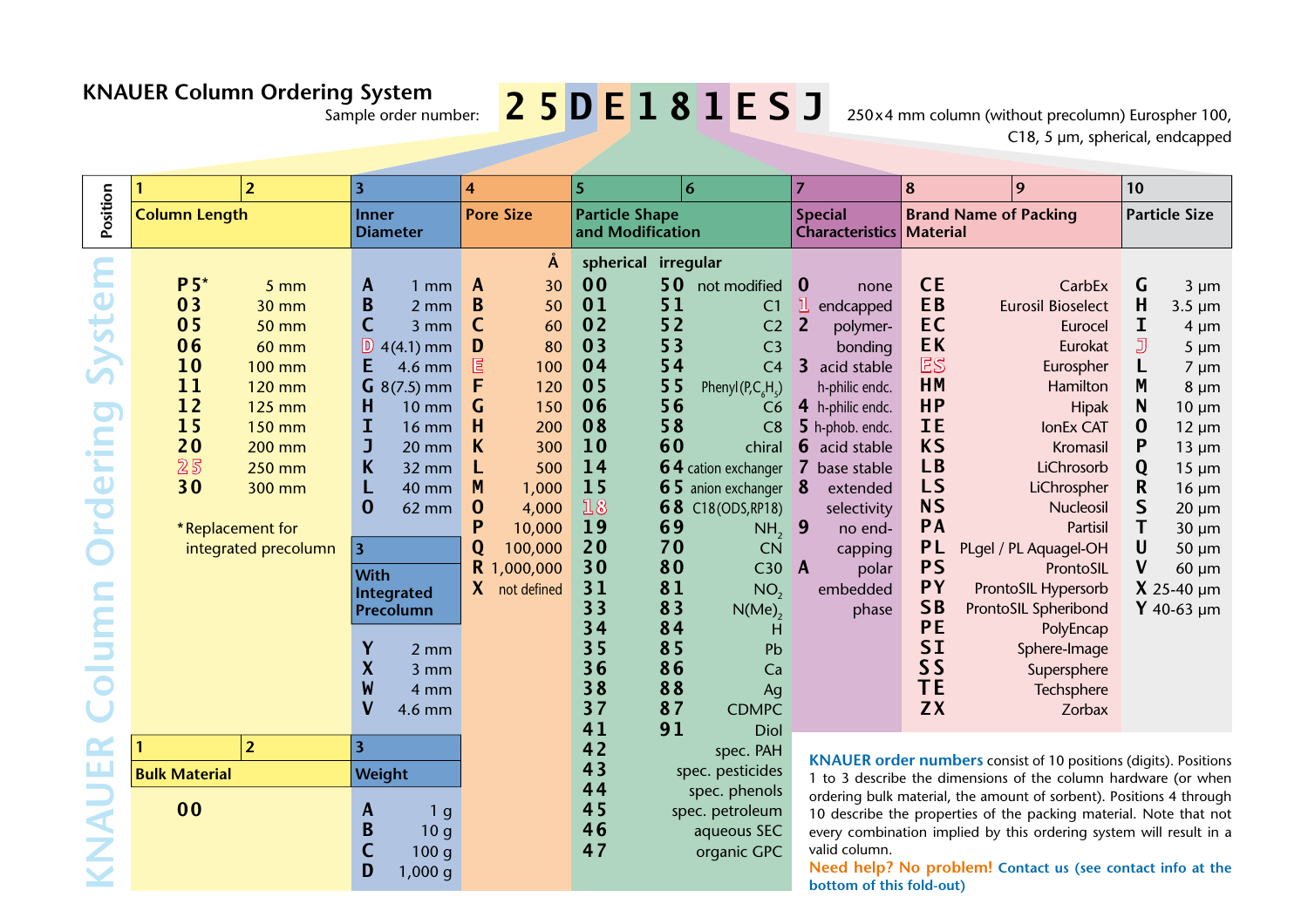# KNAUER Column Ordering System

Sample order number: **2 5 D E 1 8 1 E S J**

250 x 4 mm column (without precolumn) Eurospher 100, C18, 5 µm, spherical, endcapped

## Positions 1–2: Column Length

| Code | Length |
|---|---|
| P5* | 5 mm |
| 03 | 30 mm |
| 05 | 50 mm |
| 06 | 60 mm |
| 10 | 100 mm |
| 11 | 120 mm |
| 12 | 125 mm |
| 15 | 150 mm |
| 20 | 200 mm |
| 25 | 250 mm |
| 30 | 300 mm |

*Replacement for integrated precolumn

## Position 3: Inner Diameter

| Code | Inner Diameter |
|---|---|
| A | 1 mm |
| B | 2 mm |
| C | 3 mm |
| D | 4 (4.1) mm |
| E | 4.6 mm |
| G | 8 (7.5) mm |
| H | 10 mm |
| I | 16 mm |
| J | 20 mm |
| K | 32 mm |
| L | 40 mm |
| O | 62 mm |

### Position 3: With Integrated Precolumn

| Code | Inner Diameter |
|---|---|
| Y | 2 mm |
| X | 3 mm |
| W | 4 mm |
| V | 4.6 mm |

## Position 4: Pore Size

| Code | Å |
|---|---|
| A | 30 |
| B | 50 |
| C | 60 |
| D | 80 |
| E | 100 |
| F | 120 |
| G | 150 |
| H | 200 |
| K | 300 |
| L | 500 |
| M | 1,000 |
| O | 4,000 |
| P | 10,000 |
| Q | 100,000 |
| R | 1,000,000 |
| X | not defined |

## Positions 5–6: Particle Shape and Modification

| spherical | irregular | Modification |
|---|---|---|
| 00 | 50 | not modified |
| 01 | 51 | C1 |
| 02 | 52 | C2 |
| 03 | 53 | C3 |
| 04 | 54 | C4 |
| 05 | 55 | Phenyl ($P, C_6H_5$) |
| 06 | 56 | C6 |
| 08 | 58 | C8 |
| 10 | 60 | chiral |
| 14 | 64 | cation exchanger |
| 15 | 65 | anion exchanger |
| 18 | 68 | C18 (ODS, RP18) |
| 19 | 69 | $NH_2$ |
| 20 | 70 | CN |
| 30 | 80 | C30 |
| 31 | 81 | $NO_2$ |
| 33 | 83 | $N(Me)_2$ |
| 34 | 84 | H |
| 35 | 85 | Pb |
| 36 | 86 | Ca |
| 38 | 88 | Ag |
| 37 | 87 | CDMPC |
| 41 | 91 | Diol |
| 42 | | spec. PAH |
| 43 | | spec. pesticides |
| 44 | | spec. phenols |
| 45 | | spec. petroleum |
| 46 | | aqueous SEC |
| 47 | | organic GPC |

## Position 7: Special Characteristics

| Code | Characteristic |
|---|---|
| 0 | none |
| 1 | endcapped |
| 2 | polymer-bonding |
| 3 | acid stable h-philic endc. |
| 4 | h-philic endc. |
| 5 | h-phob. endc. |
| 6 | acid stable |
| 7 | base stable |
| 8 | extended selectivity |
| 9 | no end-capping |
| A | polar embedded phase |

## Positions 8–9: Brand Name of Packing Material

| Code | Brand Name |
|---|---|
| CE | CarbEx |
| EB | Eurosil Bioselect |
| EC | Eurocel |
| EK | Eurokat |
| ES | Eurospher |
| HM | Hamilton |
| HP | Hipak |
| IE | IonEx CAT |
| KS | Kromasil |
| LB | LiChrosorb |
| LS | LiChrospher |
| NS | Nucleosil |
| PA | Partisil |
| PL | PLgel / PL Aquagel-OH |
| PS | ProntoSIL |
| PY | ProntoSIL Hypersorb |
| SB | ProntoSIL Spheribond |
| PE | PolyEncap |
| SI | Sphere-Image |
| SS | Supersphere |
| TE | Techsphere |
| ZX | Zorbax |

## Position 10: Particle Size

| Code | Particle Size |
|---|---|
| G | 3 µm |
| H | 3.5 µm |
| I | 4 µm |
| J | 5 µm |
| L | 7 µm |
| M | 8 µm |
| N | 10 µm |
| O | 12 µm |
| P | 13 µm |
| Q | 15 µm |
| R | 16 µm |
| S | 20 µm |
| T | 30 µm |
| U | 50 µm |
| V | 60 µm |
| X | 25-40 µm |
| Y | 40-63 µm |

## Bulk Material

| Positions 1–2: Bulk Material | Position 3: Weight |
|---|---|
| 00 | A: 1 g |
| | B: 10 g |
| | C: 100 g |
| | D: 1,000 g |

**KNAUER order numbers** consist of 10 positions (digits). Positions 1 to 3 describe the dimensions of the column hardware (or when ordering bulk material, the amount of sorbent). Positions 4 through 10 describe the properties of the packing material. Note that not every combination implied by this ordering system will result in a valid column.

**Need help? No problem! Contact us (see contact info at the bottom of this fold-out)**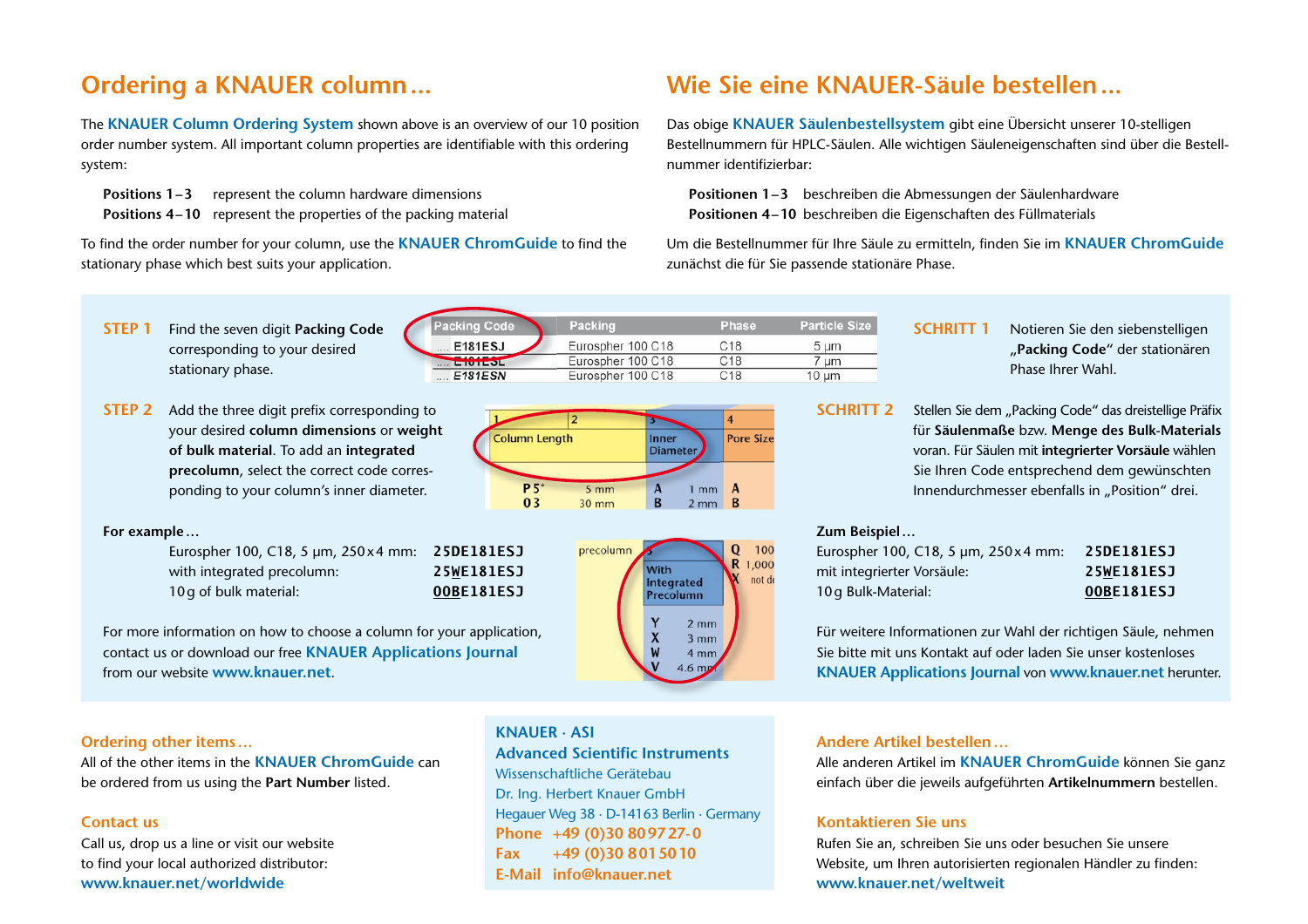# Ordering a KNAUER column …

The **KNAUER Column Ordering System** shown above is an overview of our 10 position order number system. All important column properties are identifiable with this ordering system:

**Positions 1–3** represent the column hardware dimensions
**Positions 4–10** represent the properties of the packing material

To find the order number for your column, use the **KNAUER ChromGuide** to find the stationary phase which best suits your application.

**STEP 1** Find the seven digit **Packing Code** corresponding to your desired stationary phase.

| Packing Code | Packing | Phase | Particle Size |
|---|---|---|---|
| … E181ESJ | Eurospher 100 C18 | C18 | 5 µm |
| … E181ESL | Eurospher 100 C18 | C18 | 7 µm |
| … E181ESN | Eurospher 100 C18 | C18 | 10 µm |

**STEP 2** Add the three digit prefix corresponding to your desired **column dimensions** or **weight of bulk material**. To add an **integrated precolumn**, select the correct code corresponding to your column's inner diameter.

| 1 | 2 | 3 | 4 |
|---|---|---|---|
| Column Length | | Inner Diameter | Pore Size |
| P5* | 5 mm | A 1 mm | A |
| 03 | 30 mm | B 2 mm | B |

| precolumn | 3 | |
|---|---|---|
| | With Integrated Precolumn | Q 100 |
| | | R 1,000 |
| | | X not de |
| | Y 2 mm | |
| | X 3 mm | |
| | W 4 mm | |
| | V 4.6 mm | |

**For example …**

| | |
|---|---|
| Eurospher 100, C18, 5 µm, 250 x 4 mm: | 25DE181ESJ |
| with integrated precolumn: | 25<u>W</u>E181ESJ |
| 10 g of bulk material: | <u>00B</u>E181ESJ |

For more information on how to choose a column for your application, contact us or download our free **KNAUER Applications Journal** from our website **www.knauer.net**.

# Wie Sie eine KNAUER-Säule bestellen …

Das obige **KNAUER Säulenbestellsystem** gibt eine Übersicht unserer 10-stelligen Bestellnummern für HPLC-Säulen. Alle wichtigen Säuleneigenschaften sind über die Bestellnummer identifizierbar:

**Positionen 1–3** beschreiben die Abmessungen der Säulenhardware
**Positionen 4–10** beschreiben die Eigenschaften des Füllmaterials

Um die Bestellnummer für Ihre Säule zu ermitteln, finden Sie im **KNAUER ChromGuide** zunächst die für Sie passende stationäre Phase.

**SCHRITT 1** Notieren Sie den siebenstelligen „**Packing Code**" der stationären Phase Ihrer Wahl.

**SCHRITT 2** Stellen Sie dem „Packing Code" das dreistellige Präfix für **Säulenmaße** bzw. **Menge des Bulk-Materials** voran. Für Säulen mit **integrierter Vorsäule** wählen Sie Ihren Code entsprechend dem gewünschten Innendurchmesser ebenfalls in „Position" drei.

**Zum Beispiel …**

| | |
|---|---|
| Eurospher 100, C18, 5 µm, 250 x 4 mm: | 25DE181ESJ |
| mit integrierter Vorsäule: | 25<u>W</u>E181ESJ |
| 10 g Bulk-Material: | <u>00B</u>E181ESJ |

Für weitere Informationen zur Wahl der richtigen Säule, nehmen Sie bitte mit uns Kontakt auf oder laden Sie unser kostenloses **KNAUER Applications Journal** von **www.knauer.net** herunter.

## Ordering other items …

All of the other items in the **KNAUER ChromGuide** can be ordered from us using the **Part Number** listed.

## Contact us

Call us, drop us a line or visit our website to find your local authorized distributor:
**www.knauer.net/worldwide**

**KNAUER · ASI**
**Advanced Scientific Instruments**
Wissenschaftliche Gerätebau
Dr. Ing. Herbert Knauer GmbH
Hegauer Weg 38 · D-14163 Berlin · Germany
**Phone** +49 (0)30 809727-0
**Fax** +49 (0)30 8015010
**E-Mail** info@knauer.net

## Andere Artikel bestellen …

Alle anderen Artikel im **KNAUER ChromGuide** können Sie ganz einfach über die jeweils aufgeführten **Artikelnummern** bestellen.

## Kontaktieren Sie uns

Rufen Sie an, schreiben Sie uns oder besuchen Sie unsere Website, um Ihren autorisierten regionalen Händler zu finden:
**www.knauer.net/weltweit**